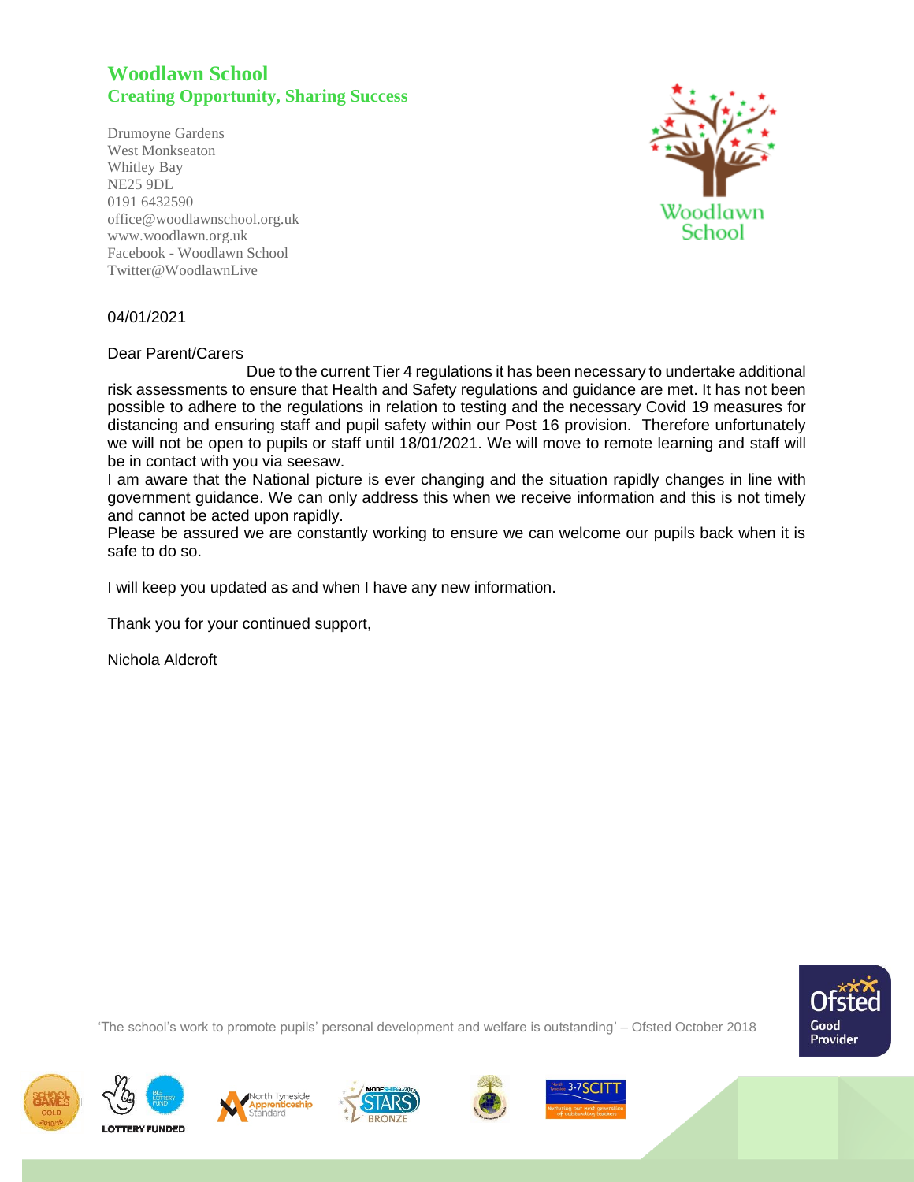# Woodlawn School

## Creating Opportunity, Sharing Success

Drumoyne Gardens
West Monkseaton
Whitley Bay
NE25 9DL
0191 6432590
office@woodlawnschool.org.uk
www.woodlawn.org.uk
Facebook - Woodlawn School
Twitter@WoodlawnLive

04/01/2021

Dear Parent/Carers

Due to the current Tier 4 regulations it has been necessary to undertake additional risk assessments to ensure that Health and Safety regulations and guidance are met. It has not been possible to adhere to the regulations in relation to testing and the necessary Covid 19 measures for distancing and ensuring staff and pupil safety within our Post 16 provision. Therefore unfortunately we will not be open to pupils or staff until 18/01/2021. We will move to remote learning and staff will be in contact with you via seesaw.

I am aware that the National picture is ever changing and the situation rapidly changes in line with government guidance. We can only address this when we receive information and this is not timely and cannot be acted upon rapidly.

Please be assured we are constantly working to ensure we can welcome our pupils back when it is safe to do so.

I will keep you updated as and when I have any new information.

Thank you for your continued support,

Nichola Aldcroft

'The school's work to promote pupils' personal development and welfare is outstanding' – Ofsted October 2018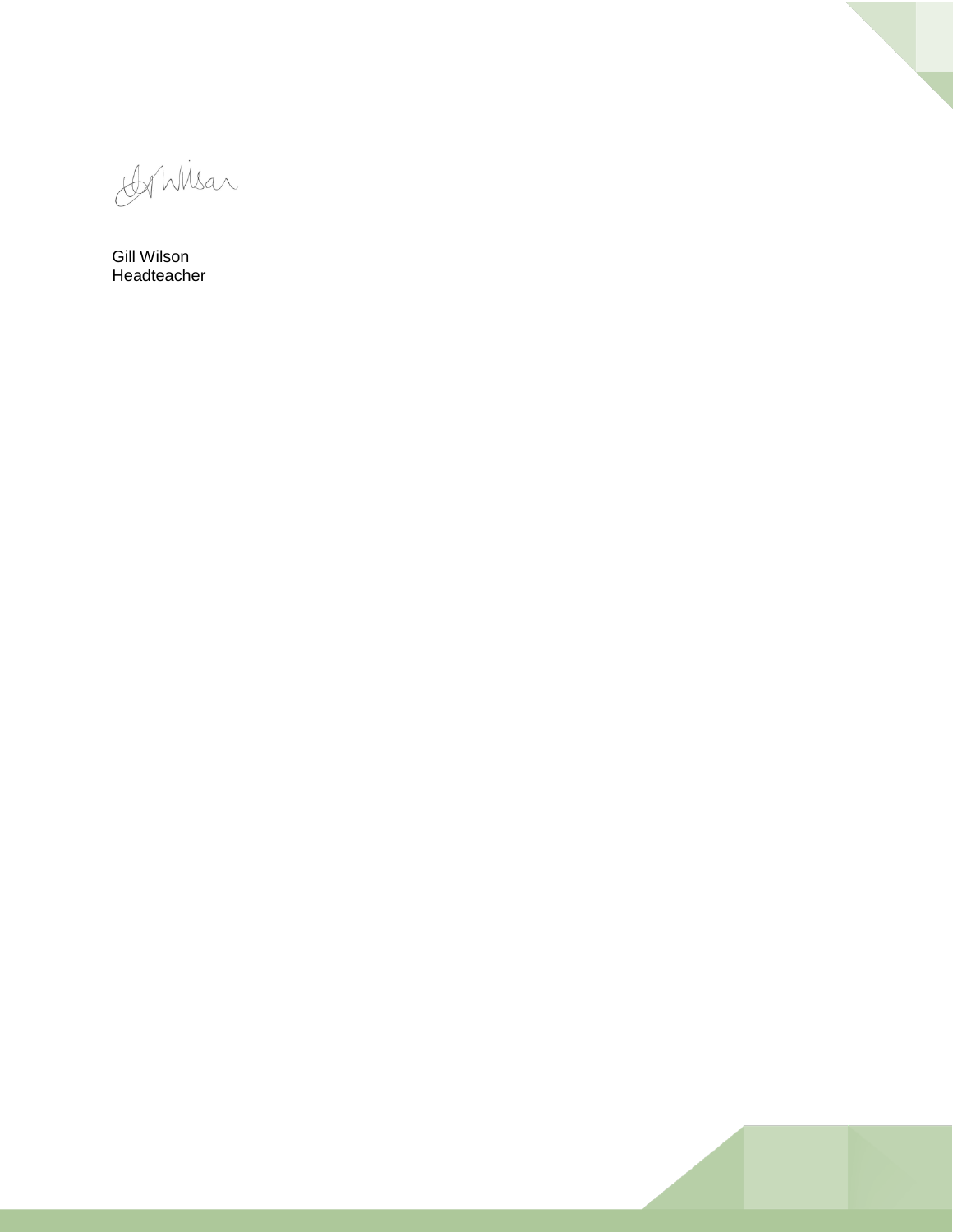Gill Wilson
Headteacher